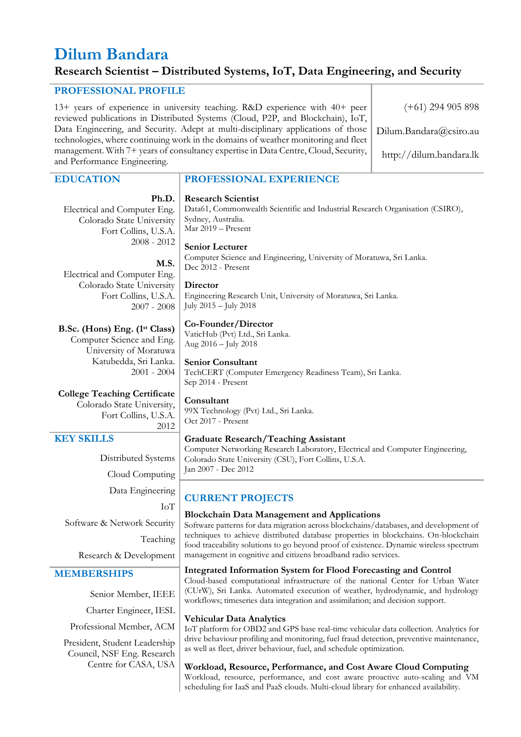# Dilum Bandara

**Research Scientist – Distributed Systems, IoT, Data Engineering, and Security**

## PROFESSIONAL PROFILE

13+ years of experience in university teaching. R&D experience with 40+ peer reviewed publications in Distributed Systems (Cloud, P2P, and Blockchain), IoT, Data Engineering, and Security. Adept at multi-disciplinary applications of those technologies, where continuing work in the domains of weather monitoring and fleet management. With 7+ years of consultancy expertise in Data Centre, Cloud, Security, and Performance Engineering.

(+61) 294 905 898

Dilum.Bandara@csiro.au

http://dilum.bandara.lk

## EDUCATION

**Ph.D.**
Electrical and Computer Eng.
Colorado State University
Fort Collins, U.S.A.
2008 - 2012

**M.S.**
Electrical and Computer Eng.
Colorado State University
Fort Collins, U.S.A.
2007 - 2008

**B.Sc. (Hons) Eng. (1st Class)**
Computer Science and Eng.
University of Moratuwa
Katubedda, Sri Lanka.
2001 - 2004

**College Teaching Certificate**
Colorado State University,
Fort Collins, U.S.A.
2012

## KEY SKILLS

- Distributed Systems
- Cloud Computing
- Data Engineering
- IoT
- Software & Network Security
- Teaching
- Research & Development

## MEMBERSHIPS

- Senior Member, IEEE
- Charter Engineer, IESL
- Professional Member, ACM
- President, Student Leadership Council, NSF Eng. Research Centre for CASA, USA

## PROFESSIONAL EXPERIENCE

**Research Scientist**
Data61, Commonwealth Scientific and Industrial Research Organisation (CSIRO), Sydney, Australia.
Mar 2019 – Present

**Senior Lecturer**
Computer Science and Engineering, University of Moratuwa, Sri Lanka.
Dec 2012 - Present

**Director**
Engineering Research Unit, University of Moratuwa, Sri Lanka.
July 2015 – July 2018

**Co-Founder/Director**
VaticHub (Pvt) Ltd., Sri Lanka.
Aug 2016 – July 2018

**Senior Consultant**
TechCERT (Computer Emergency Readiness Team), Sri Lanka.
Sep 2014 - Present

**Consultant**
99X Technology (Pvt) Ltd., Sri Lanka.
Oct 2017 - Present

**Graduate Research/Teaching Assistant**
Computer Networking Research Laboratory, Electrical and Computer Engineering, Colorado State University (CSU), Fort Collins, U.S.A.
Jan 2007 - Dec 2012

## CURRENT PROJECTS

**Blockchain Data Management and Applications**
Software patterns for data migration across blockchains/databases, and development of techniques to achieve distributed database properties in blockchains. On-blockchain food traceability solutions to go beyond proof of existence. Dynamic wireless spectrum management in cognitive and citizens broadband radio services.

**Integrated Information System for Flood Forecasting and Control**
Cloud-based computational infrastructure of the national Center for Urban Water (CUrW), Sri Lanka. Automated execution of weather, hydrodynamic, and hydrology workflows; timeseries data integration and assimilation; and decision support.

**Vehicular Data Analytics**
IoT platform for OBD2 and GPS base real-time vehicular data collection. Analytics for drive behaviour profiling and monitoring, fuel fraud detection, preventive maintenance, as well as fleet, driver behaviour, fuel, and schedule optimization.

**Workload, Resource, Performance, and Cost Aware Cloud Computing**
Workload, resource, performance, and cost aware proactive auto-scaling and VM scheduling for IaaS and PaaS clouds. Multi-cloud library for enhanced availability.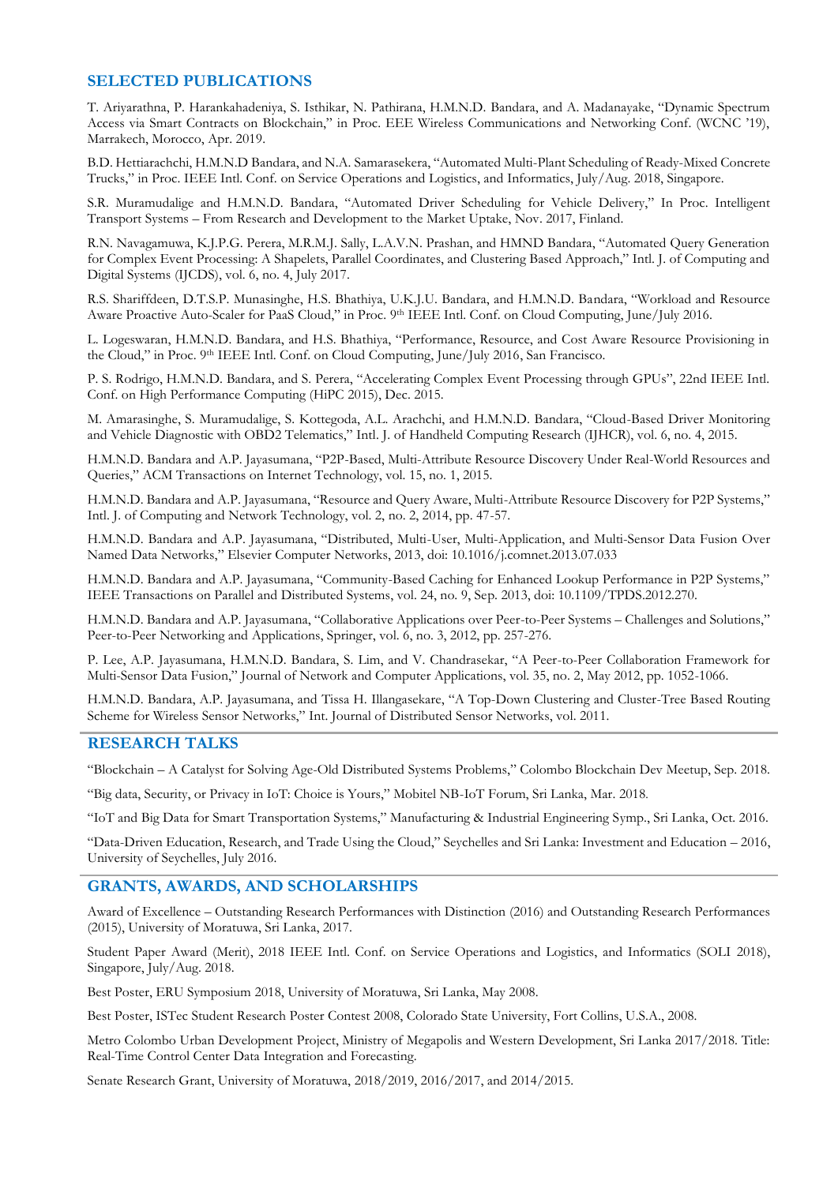## SELECTED PUBLICATIONS

T. Ariyarathna, P. Harankahadeniya, S. Isthikar, N. Pathirana, H.M.N.D. Bandara, and A. Madanayake, "Dynamic Spectrum Access via Smart Contracts on Blockchain," in Proc. EEE Wireless Communications and Networking Conf. (WCNC '19), Marrakech, Morocco, Apr. 2019.

B.D. Hettiarachchi, H.M.N.D Bandara, and N.A. Samarasekera, "Automated Multi-Plant Scheduling of Ready-Mixed Concrete Trucks," in Proc. IEEE Intl. Conf. on Service Operations and Logistics, and Informatics, July/Aug. 2018, Singapore.

S.R. Muramudalige and H.M.N.D. Bandara, "Automated Driver Scheduling for Vehicle Delivery," In Proc. Intelligent Transport Systems – From Research and Development to the Market Uptake, Nov. 2017, Finland.

R.N. Navagamuwa, K.J.P.G. Perera, M.R.M.J. Sally, L.A.V.N. Prashan, and HMND Bandara, "Automated Query Generation for Complex Event Processing: A Shapelets, Parallel Coordinates, and Clustering Based Approach," Intl. J. of Computing and Digital Systems (IJCDS), vol. 6, no. 4, July 2017.

R.S. Shariffdeen, D.T.S.P. Munasinghe, H.S. Bhathiya, U.K.J.U. Bandara, and H.M.N.D. Bandara, "Workload and Resource Aware Proactive Auto-Scaler for PaaS Cloud," in Proc. 9th IEEE Intl. Conf. on Cloud Computing, June/July 2016.

L. Logeswaran, H.M.N.D. Bandara, and H.S. Bhathiya, "Performance, Resource, and Cost Aware Resource Provisioning in the Cloud," in Proc. 9th IEEE Intl. Conf. on Cloud Computing, June/July 2016, San Francisco.

P. S. Rodrigo, H.M.N.D. Bandara, and S. Perera, "Accelerating Complex Event Processing through GPUs", 22nd IEEE Intl. Conf. on High Performance Computing (HiPC 2015), Dec. 2015.

M. Amarasinghe, S. Muramudalige, S. Kottegoda, A.L. Arachchi, and H.M.N.D. Bandara, "Cloud-Based Driver Monitoring and Vehicle Diagnostic with OBD2 Telematics," Intl. J. of Handheld Computing Research (IJHCR), vol. 6, no. 4, 2015.

H.M.N.D. Bandara and A.P. Jayasumana, "P2P-Based, Multi-Attribute Resource Discovery Under Real-World Resources and Queries," ACM Transactions on Internet Technology, vol. 15, no. 1, 2015.

H.M.N.D. Bandara and A.P. Jayasumana, "Resource and Query Aware, Multi-Attribute Resource Discovery for P2P Systems," Intl. J. of Computing and Network Technology, vol. 2, no. 2, 2014, pp. 47-57.

H.M.N.D. Bandara and A.P. Jayasumana, "Distributed, Multi-User, Multi-Application, and Multi-Sensor Data Fusion Over Named Data Networks," Elsevier Computer Networks, 2013, doi: 10.1016/j.comnet.2013.07.033

H.M.N.D. Bandara and A.P. Jayasumana, "Community-Based Caching for Enhanced Lookup Performance in P2P Systems," IEEE Transactions on Parallel and Distributed Systems, vol. 24, no. 9, Sep. 2013, doi: 10.1109/TPDS.2012.270.

H.M.N.D. Bandara and A.P. Jayasumana, "Collaborative Applications over Peer-to-Peer Systems – Challenges and Solutions," Peer-to-Peer Networking and Applications, Springer, vol. 6, no. 3, 2012, pp. 257-276.

P. Lee, A.P. Jayasumana, H.M.N.D. Bandara, S. Lim, and V. Chandrasekar, "A Peer-to-Peer Collaboration Framework for Multi-Sensor Data Fusion," Journal of Network and Computer Applications, vol. 35, no. 2, May 2012, pp. 1052-1066.

H.M.N.D. Bandara, A.P. Jayasumana, and Tissa H. Illangasekare, "A Top-Down Clustering and Cluster-Tree Based Routing Scheme for Wireless Sensor Networks," Int. Journal of Distributed Sensor Networks, vol. 2011.

## RESEARCH TALKS

"Blockchain – A Catalyst for Solving Age-Old Distributed Systems Problems," Colombo Blockchain Dev Meetup, Sep. 2018.

"Big data, Security, or Privacy in IoT: Choice is Yours," Mobitel NB-IoT Forum, Sri Lanka, Mar. 2018.

"IoT and Big Data for Smart Transportation Systems," Manufacturing & Industrial Engineering Symp., Sri Lanka, Oct. 2016.

"Data-Driven Education, Research, and Trade Using the Cloud," Seychelles and Sri Lanka: Investment and Education – 2016, University of Seychelles, July 2016.

## GRANTS, AWARDS, AND SCHOLARSHIPS

Award of Excellence – Outstanding Research Performances with Distinction (2016) and Outstanding Research Performances (2015), University of Moratuwa, Sri Lanka, 2017.

Student Paper Award (Merit), 2018 IEEE Intl. Conf. on Service Operations and Logistics, and Informatics (SOLI 2018), Singapore, July/Aug. 2018.

Best Poster, ERU Symposium 2018, University of Moratuwa, Sri Lanka, May 2008.

Best Poster, ISTec Student Research Poster Contest 2008, Colorado State University, Fort Collins, U.S.A., 2008.

Metro Colombo Urban Development Project, Ministry of Megapolis and Western Development, Sri Lanka 2017/2018. Title: Real-Time Control Center Data Integration and Forecasting.

Senate Research Grant, University of Moratuwa, 2018/2019, 2016/2017, and 2014/2015.